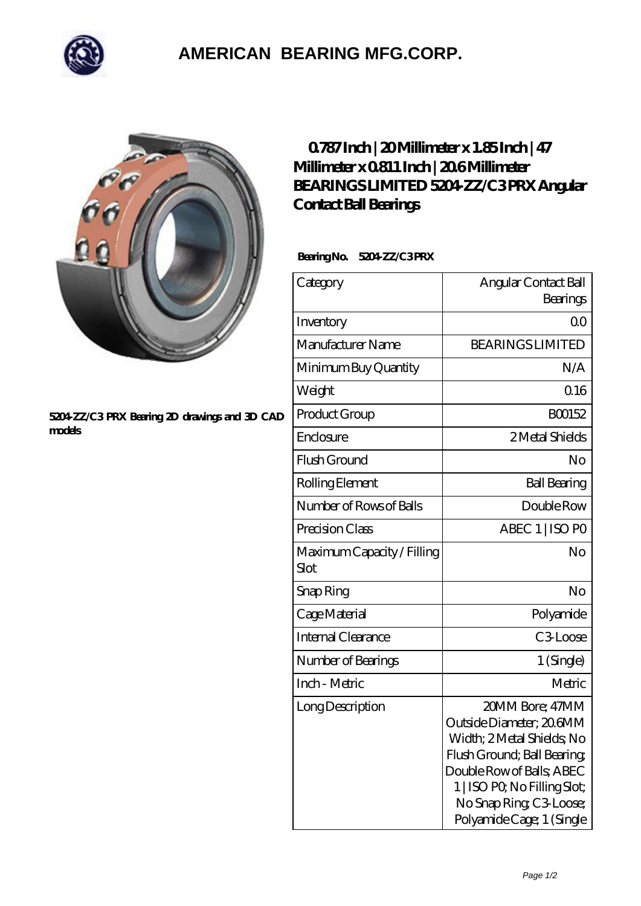# AMERICAN BEARING MFG.CORP.

5204-ZZ/C3 PRX Bearing 2D drawings and 3D CAD models

## 0.787 Inch | 20 Millimeter x 1.85 Inch | 47 Millimeter x 0.811 Inch | 20.6 Millimeter BEARINGS LIMITED 5204-ZZ/C3 PRX Angular Contact Ball Bearings

**Bearing No. 5204-ZZ/C3 PRX**

| Category | Angular Contact Ball Bearings |
|---|---|
| Inventory | 0.0 |
| Manufacturer Name | BEARINGS LIMITED |
| Minimum Buy Quantity | N/A |
| Weight | 0.16 |
| Product Group | B00152 |
| Enclosure | 2 Metal Shields |
| Flush Ground | No |
| Rolling Element | Ball Bearing |
| Number of Rows of Balls | Double Row |
| Precision Class | ABEC 1 \| ISO P0 |
| Maximum Capacity / Filling Slot | No |
| Snap Ring | No |
| Cage Material | Polyamide |
| Internal Clearance | C3-Loose |
| Number of Bearings | 1 (Single) |
| Inch - Metric | Metric |
| Long Description | 20MM Bore; 47MM Outside Diameter; 20.6MM Width; 2 Metal Shields; No Flush Ground; Ball Bearing; Double Row of Balls; ABEC 1 \| ISO P0; No Filling Slot; No Snap Ring; C3-Loose; Polyamide Cage; 1 (Single |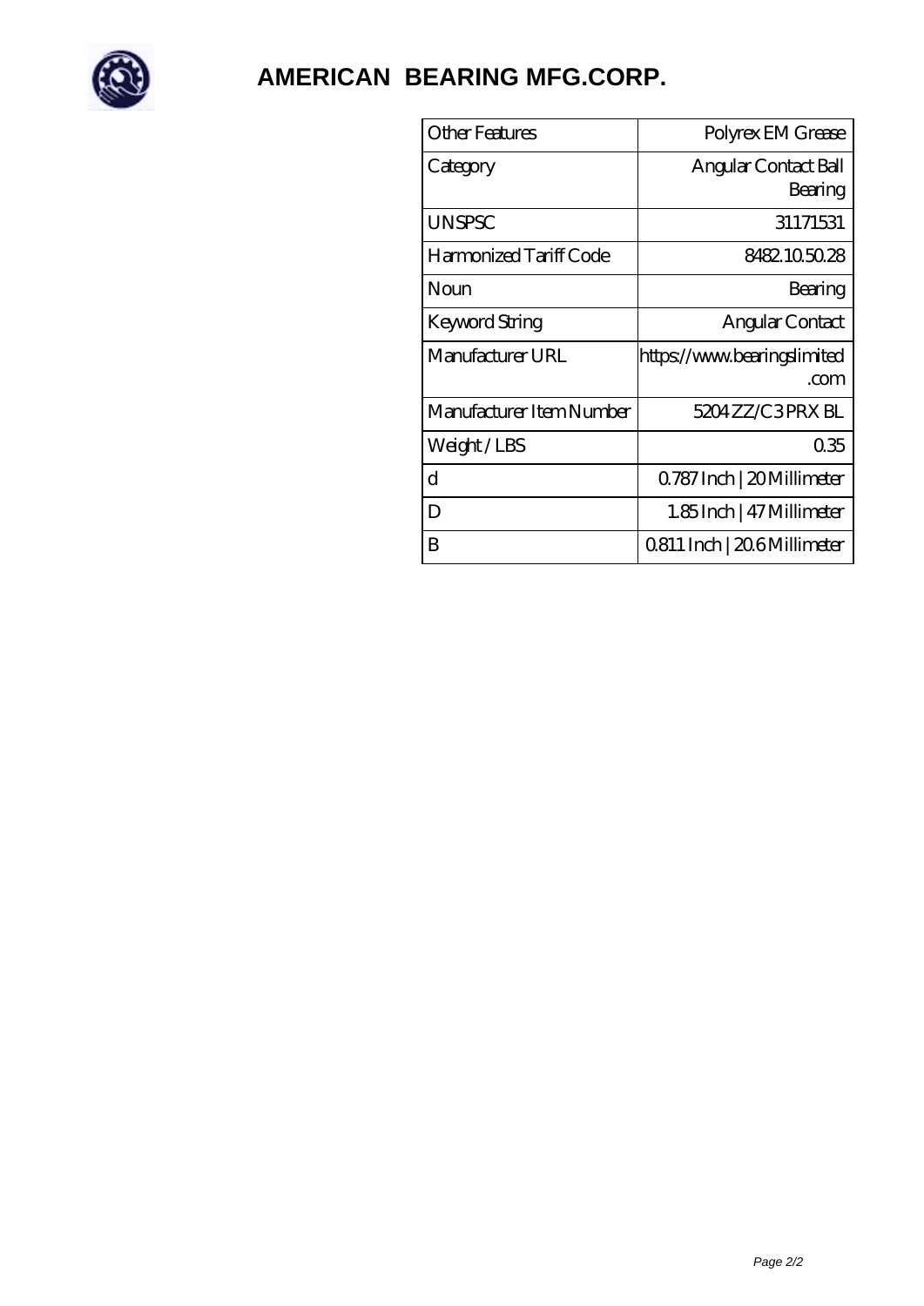# AMERICAN BEARING MFG.CORP.

| | |
|---|---|
| Other Features | Polyrex EM Grease |
| Category | Angular Contact Ball Bearing |
| UNSPSC | 31171531 |
| Harmonized Tariff Code | 8482.10.50.28 |
| Noun | Bearing |
| Keyword String | Angular Contact |
| Manufacturer URL | https://www.bearingslimited.com |
| Manufacturer Item Number | 5204 ZZ/C3 PRX BL |
| Weight / LBS | 0.35 |
| d | 0.787 Inch \| 20 Millimeter |
| D | 1.85 Inch \| 47 Millimeter |
| B | 0.811 Inch \| 20.6 Millimeter |